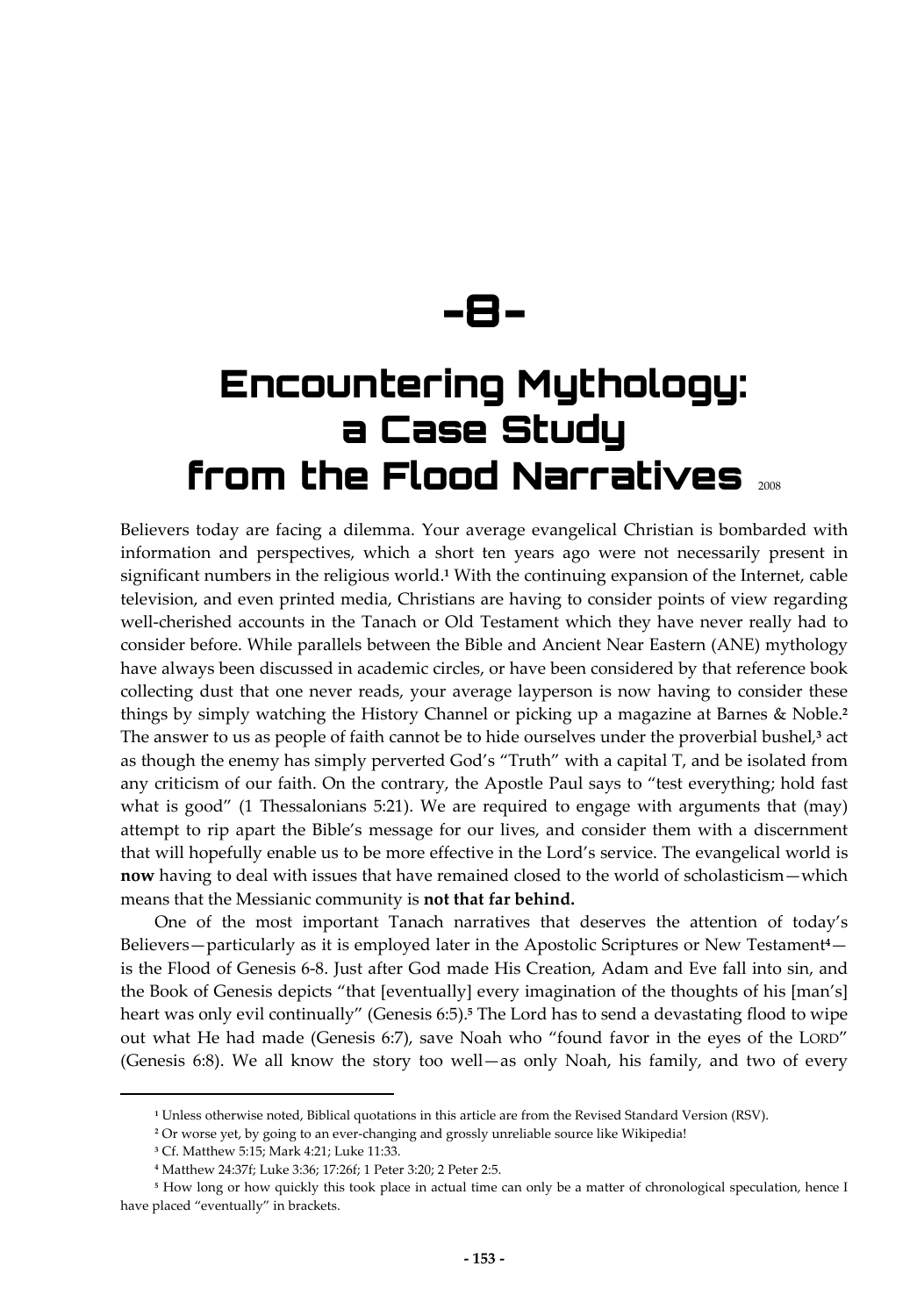# -8-

# Encountering Mythology: a Case Study from the Flood Narratives 2008

Believers today are facing a dilemma. Your average evangelical Christian is bombarded with information and perspectives, which a short ten years ago were not necessarily present in significant numbers in the religious world.[1] With the continuing expansion of the Internet, cable television, and even printed media, Christians are having to consider points of view regarding well-cherished accounts in the Tanach or Old Testament which they have never really had to consider before. While parallels between the Bible and Ancient Near Eastern (ANE) mythology have always been discussed in academic circles, or have been considered by that reference book collecting dust that one never reads, your average layperson is now having to consider these things by simply watching the History Channel or picking up a magazine at Barnes & Noble.[2] The answer to us as people of faith cannot be to hide ourselves under the proverbial bushel,[3] act as though the enemy has simply perverted God's "Truth" with a capital T, and be isolated from any criticism of our faith. On the contrary, the Apostle Paul says to "test everything; hold fast what is good" (1 Thessalonians 5:21). We are required to engage with arguments that (may) attempt to rip apart the Bible's message for our lives, and consider them with a discernment that will hopefully enable us to be more effective in the Lord's service. The evangelical world is **now** having to deal with issues that have remained closed to the world of scholasticism—which means that the Messianic community is **not that far behind.**

One of the most important Tanach narratives that deserves the attention of today's Believers—particularly as it is employed later in the Apostolic Scriptures or New Testament[4]—is the Flood of Genesis 6-8. Just after God made His Creation, Adam and Eve fall into sin, and the Book of Genesis depicts "that [eventually] every imagination of the thoughts of his [man's] heart was only evil continually" (Genesis 6:5).[5] The Lord has to send a devastating flood to wipe out what He had made (Genesis 6:7), save Noah who "found favor in the eyes of the LORD" (Genesis 6:8). We all know the story too well—as only Noah, his family, and two of every

---

[1] Unless otherwise noted, Biblical quotations in this article are from the Revised Standard Version (RSV).

[2] Or worse yet, by going to an ever-changing and grossly unreliable source like Wikipedia!

[3] Cf. Matthew 5:15; Mark 4:21; Luke 11:33.

[4] Matthew 24:37f; Luke 3:36; 17:26f; 1 Peter 3:20; 2 Peter 2:5.

[5] How long or how quickly this took place in actual time can only be a matter of chronological speculation, hence I have placed "eventually" in brackets.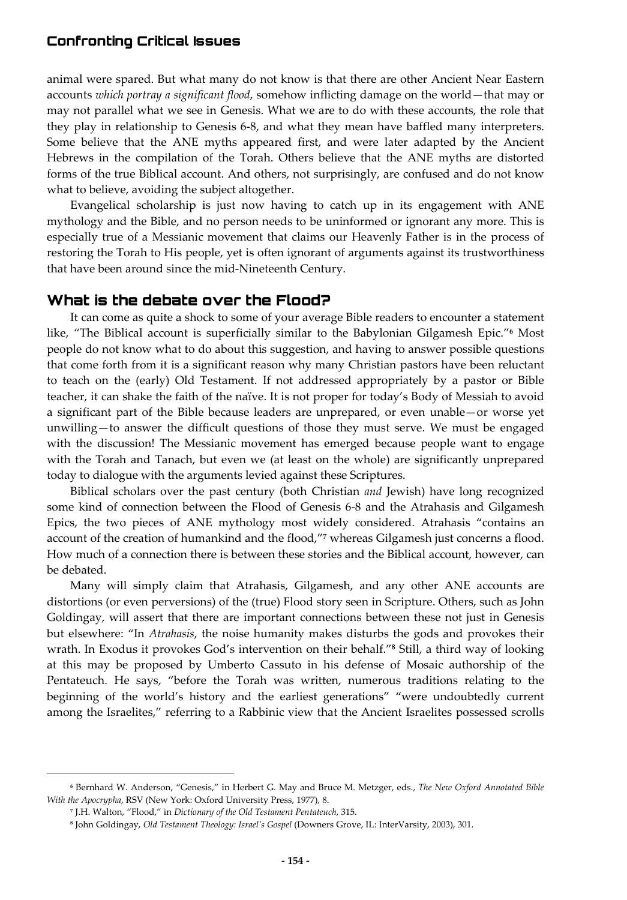animal were spared. But what many do not know is that there are other Ancient Near Eastern accounts *which portray a significant flood*, somehow inflicting damage on the world—that may or may not parallel what we see in Genesis. What we are to do with these accounts, the role that they play in relationship to Genesis 6-8, and what they mean have baffled many interpreters. Some believe that the ANE myths appeared first, and were later adapted by the Ancient Hebrews in the compilation of the Torah. Others believe that the ANE myths are distorted forms of the true Biblical account. And others, not surprisingly, are confused and do not know what to believe, avoiding the subject altogether.

Evangelical scholarship is just now having to catch up in its engagement with ANE mythology and the Bible, and no person needs to be uninformed or ignorant any more. This is especially true of a Messianic movement that claims our Heavenly Father is in the process of restoring the Torah to His people, yet is often ignorant of arguments against its trustworthiness that have been around since the mid-Nineteenth Century.

## What is the debate over the Flood?

It can come as quite a shock to some of your average Bible readers to encounter a statement like, "The Biblical account is superficially similar to the Babylonian Gilgamesh Epic."[6] Most people do not know what to do about this suggestion, and having to answer possible questions that come forth from it is a significant reason why many Christian pastors have been reluctant to teach on the (early) Old Testament. If not addressed appropriately by a pastor or Bible teacher, it can shake the faith of the naïve. It is not proper for today's Body of Messiah to avoid a significant part of the Bible because leaders are unprepared, or even unable—or worse yet unwilling—to answer the difficult questions of those they must serve. We must be engaged with the discussion! The Messianic movement has emerged because people want to engage with the Torah and Tanach, but even we (at least on the whole) are significantly unprepared today to dialogue with the arguments levied against these Scriptures.

Biblical scholars over the past century (both Christian *and* Jewish) have long recognized some kind of connection between the Flood of Genesis 6-8 and the Atrahasis and Gilgamesh Epics, the two pieces of ANE mythology most widely considered. Atrahasis "contains an account of the creation of humankind and the flood,"[7] whereas Gilgamesh just concerns a flood. How much of a connection there is between these stories and the Biblical account, however, can be debated.

Many will simply claim that Atrahasis, Gilgamesh, and any other ANE accounts are distortions (or even perversions) of the (true) Flood story seen in Scripture. Others, such as John Goldingay, will assert that there are important connections between these not just in Genesis but elsewhere: "In *Atrahasis*, the noise humanity makes disturbs the gods and provokes their wrath. In Exodus it provokes God's intervention on their behalf."[8] Still, a third way of looking at this may be proposed by Umberto Cassuto in his defense of Mosaic authorship of the Pentateuch. He says, "before the Torah was written, numerous traditions relating to the beginning of the world's history and the earliest generations" "were undoubtedly current among the Israelites," referring to a Rabbinic view that the Ancient Israelites possessed scrolls

---

[6] Bernhard W. Anderson, "Genesis," in Herbert G. May and Bruce M. Metzger, eds., *The New Oxford Annotated Bible With the Apocrypha*, RSV (New York: Oxford University Press, 1977), 8.

[7] J.H. Walton, "Flood," in *Dictionary of the Old Testament Pentateuch*, 315.

[8] John Goldingay, *Old Testament Theology: Israel's Gospel* (Downers Grove, IL: InterVarsity, 2003), 301.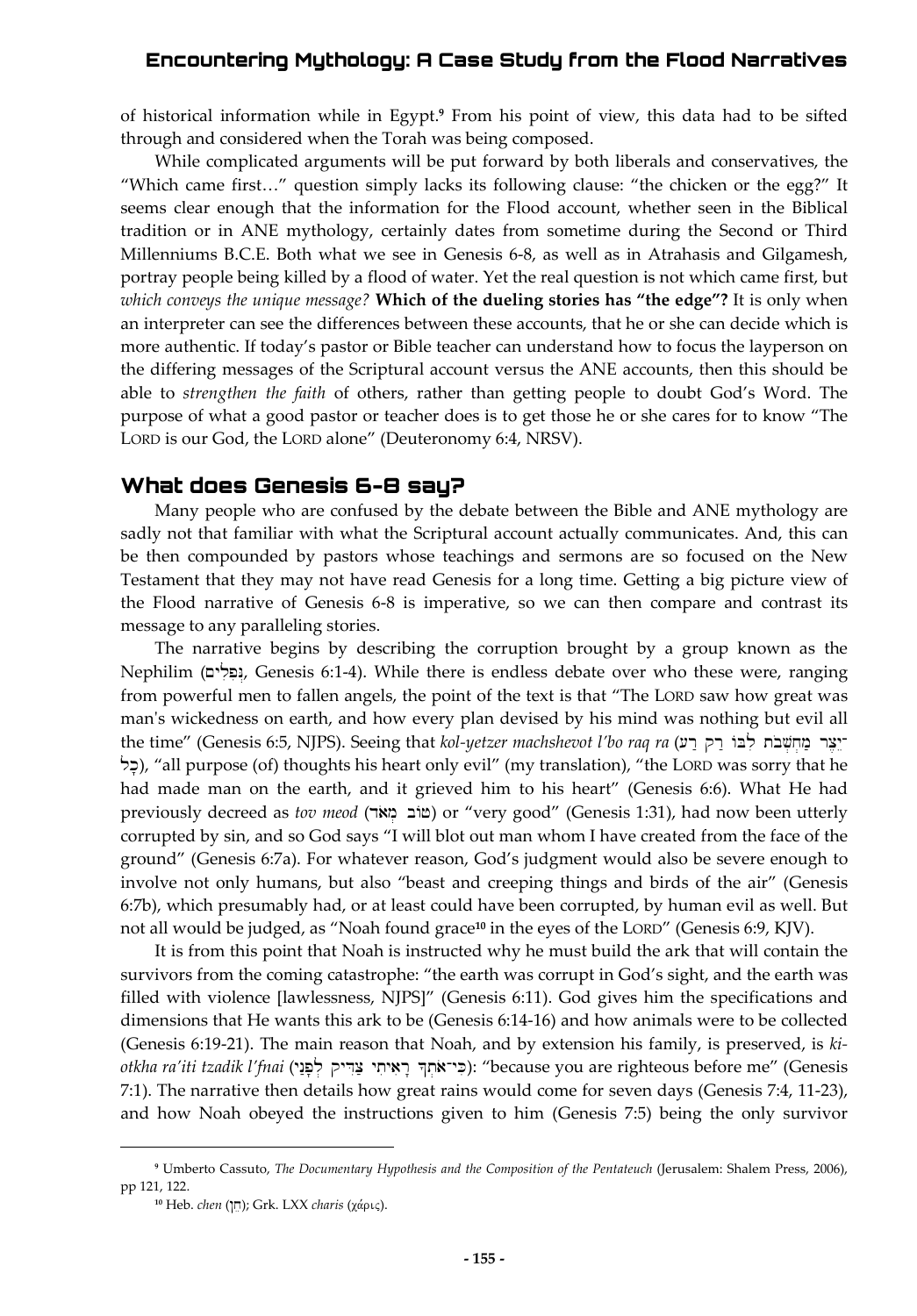of historical information while in Egypt.[9] From his point of view, this data had to be sifted through and considered when the Torah was being composed.

While complicated arguments will be put forward by both liberals and conservatives, the "Which came first…" question simply lacks its following clause: "the chicken or the egg?" It seems clear enough that the information for the Flood account, whether seen in the Biblical tradition or in ANE mythology, certainly dates from sometime during the Second or Third Millenniums B.C.E. Both what we see in Genesis 6-8, as well as in Atrahasis and Gilgamesh, portray people being killed by a flood of water. Yet the real question is not which came first, but *which conveys the unique message?* **Which of the dueling stories has "the edge"?** It is only when an interpreter can see the differences between these accounts, that he or she can decide which is more authentic. If today's pastor or Bible teacher can understand how to focus the layperson on the differing messages of the Scriptural account versus the ANE accounts, then this should be able to *strengthen the faith* of others, rather than getting people to doubt God's Word. The purpose of what a good pastor or teacher does is to get those he or she cares for to know "The LORD is our God, the LORD alone" (Deuteronomy 6:4, NRSV).

## What does Genesis 6-8 say?

Many people who are confused by the debate between the Bible and ANE mythology are sadly not that familiar with what the Scriptural account actually communicates. And, this can be then compounded by pastors whose teachings and sermons are so focused on the New Testament that they may not have read Genesis for a long time. Getting a big picture view of the Flood narrative of Genesis 6-8 is imperative, so we can then compare and contrast its message to any paralleling stories.

The narrative begins by describing the corruption brought by a group known as the Nephilim (נְפִלִים, Genesis 6:1-4). While there is endless debate over who these were, ranging from powerful men to fallen angels, the point of the text is that "The LORD saw how great was man's wickedness on earth, and how every plan devised by his mind was nothing but evil all the time" (Genesis 6:5, NJPS). Seeing that *kol-yetzer machshevot l'bo raq ra* (כָל־יֵצֶר מַחְשְׁבֹת לִבּוֹ רַק רַע), "all purpose (of) thoughts his heart only evil" (my translation), "the LORD was sorry that he had made man on the earth, and it grieved him to his heart" (Genesis 6:6). What He had previously decreed as *tov meod* (טוֹב מְאֹד) or "very good" (Genesis 1:31), had now been utterly corrupted by sin, and so God says "I will blot out man whom I have created from the face of the ground" (Genesis 6:7a). For whatever reason, God's judgment would also be severe enough to involve not only humans, but also "beast and creeping things and birds of the air" (Genesis 6:7b), which presumably had, or at least could have been corrupted, by human evil as well. But not all would be judged, as "Noah found grace[10] in the eyes of the LORD" (Genesis 6:9, KJV).

It is from this point that Noah is instructed why he must build the ark that will contain the survivors from the coming catastrophe: "the earth was corrupt in God's sight, and the earth was filled with violence [lawlessness, NJPS]" (Genesis 6:11). God gives him the specifications and dimensions that He wants this ark to be (Genesis 6:14-16) and how animals were to be collected (Genesis 6:19-21). The main reason that Noah, and by extension his family, is preserved, is *ki-otkha ra'iti tzadik l'fnai* (כִּי־אֹתְךָ רָאִיתִי צַדִּיק לְפָנַי): "because you are righteous before me" (Genesis 7:1). The narrative then details how great rains would come for seven days (Genesis 7:4, 11-23), and how Noah obeyed the instructions given to him (Genesis 7:5) being the only survivor

---

[9] Umberto Cassuto, *The Documentary Hypothesis and the Composition of the Pentateuch* (Jerusalem: Shalem Press, 2006), pp 121, 122.

[10] Heb. *chen* (חֵן); Grk. LXX *charis* (χάρις).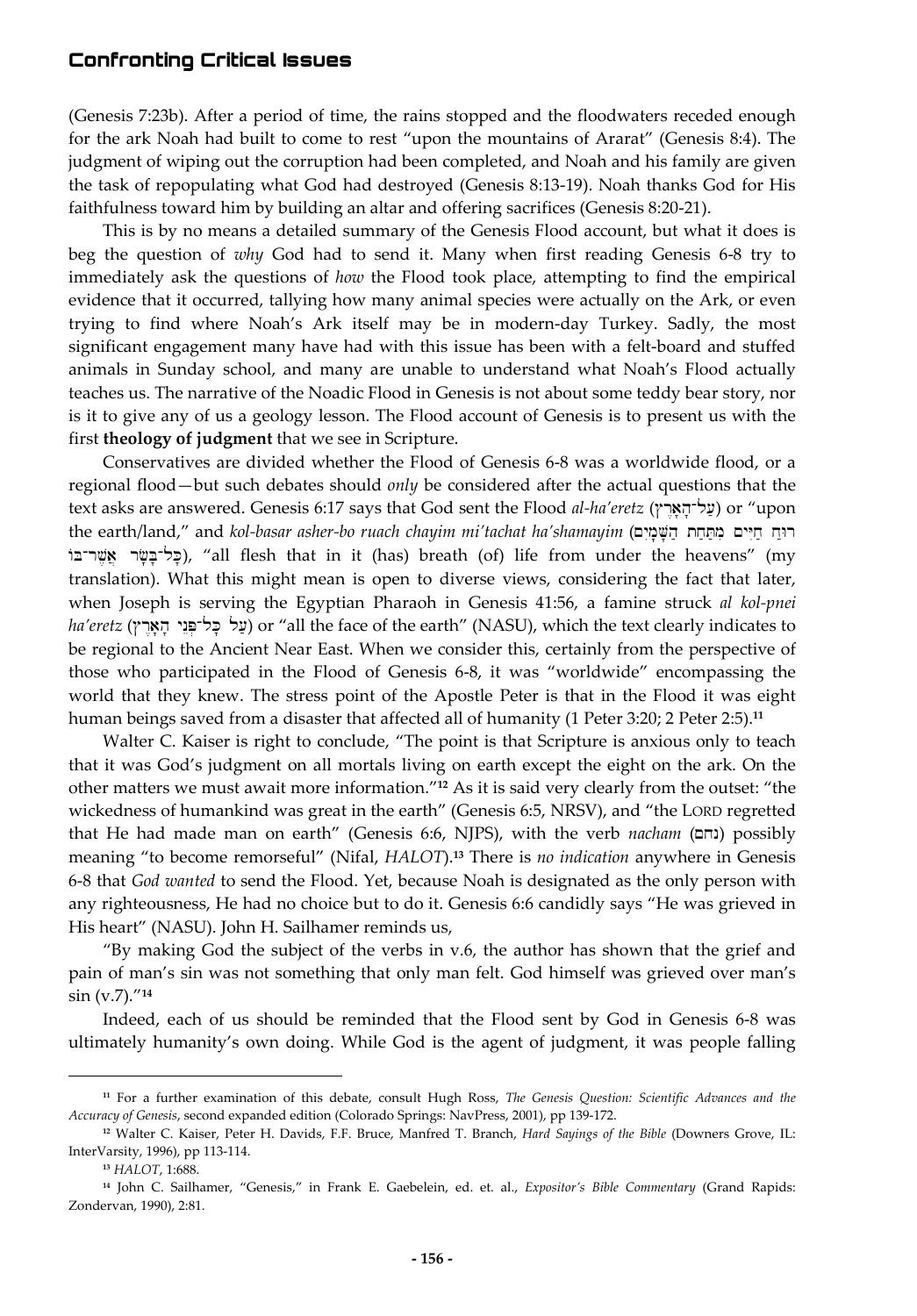(Genesis 7:23b). After a period of time, the rains stopped and the floodwaters receded enough for the ark Noah had built to come to rest "upon the mountains of Ararat" (Genesis 8:4). The judgment of wiping out the corruption had been completed, and Noah and his family are given the task of repopulating what God had destroyed (Genesis 8:13-19). Noah thanks God for His faithfulness toward him by building an altar and offering sacrifices (Genesis 8:20-21).

This is by no means a detailed summary of the Genesis Flood account, but what it does is beg the question of *why* God had to send it. Many when first reading Genesis 6-8 try to immediately ask the questions of *how* the Flood took place, attempting to find the empirical evidence that it occurred, tallying how many animal species were actually on the Ark, or even trying to find where Noah's Ark itself may be in modern-day Turkey. Sadly, the most significant engagement many have had with this issue has been with a felt-board and stuffed animals in Sunday school, and many are unable to understand what Noah's Flood actually teaches us. The narrative of the Noadic Flood in Genesis is not about some teddy bear story, nor is it to give any of us a geology lesson. The Flood account of Genesis is to present us with the first **theology of judgment** that we see in Scripture.

Conservatives are divided whether the Flood of Genesis 6-8 was a worldwide flood, or a regional flood—but such debates should *only* be considered after the actual questions that the text asks are answered. Genesis 6:17 says that God sent the Flood *al-ha'eretz* (עַל־הָאָרֶץ) or "upon the earth/land," and *kol-basar asher-bo ruach chayim mi'tachat ha'shamayim* (כָּל־בָּשָׂר אֲשֶׁר־בּוֹ רוּחַ חַיִּים מִתַּחַת הַשָּׁמָיִם), "all flesh that in it (has) breath (of) life from under the heavens" (my translation). What this might mean is open to diverse views, considering the fact that later, when Joseph is serving the Egyptian Pharaoh in Genesis 41:56, a famine struck *al kol-pnei ha'eretz* (עַל כָּל־פְּנֵי הָאָרֶץ) or "all the face of the earth" (NASU), which the text clearly indicates to be regional to the Ancient Near East. When we consider this, certainly from the perspective of those who participated in the Flood of Genesis 6-8, it was "worldwide" encompassing the world that they knew. The stress point of the Apostle Peter is that in the Flood it was eight human beings saved from a disaster that affected all of humanity (1 Peter 3:20; 2 Peter 2:5).[11]

Walter C. Kaiser is right to conclude, "The point is that Scripture is anxious only to teach that it was God's judgment on all mortals living on earth except the eight on the ark. On the other matters we must await more information."[12] As it is said very clearly from the outset: "the wickedness of humankind was great in the earth" (Genesis 6:5, NRSV), and "the LORD regretted that He had made man on earth" (Genesis 6:6, NJPS), with the verb *nacham* (נחם) possibly meaning "to become remorseful" (Nifal, *HALOT*).[13] There is *no indication* anywhere in Genesis 6-8 that *God wanted* to send the Flood. Yet, because Noah is designated as the only person with any righteousness, He had no choice but to do it. Genesis 6:6 candidly says "He was grieved in His heart" (NASU). John H. Sailhamer reminds us,

"By making God the subject of the verbs in v.6, the author has shown that the grief and pain of man's sin was not something that only man felt. God himself was grieved over man's sin (v.7)."[14]

Indeed, each of us should be reminded that the Flood sent by God in Genesis 6-8 was ultimately humanity's own doing. While God is the agent of judgment, it was people falling

---

[11] For a further examination of this debate, consult Hugh Ross, *The Genesis Question: Scientific Advances and the Accuracy of Genesis*, second expanded edition (Colorado Springs: NavPress, 2001), pp 139-172.

[12] Walter C. Kaiser, Peter H. Davids, F.F. Bruce, Manfred T. Branch, *Hard Sayings of the Bible* (Downers Grove, IL: InterVarsity, 1996), pp 113-114.

[13] *HALOT*, 1:688.

[14] John C. Sailhamer, "Genesis," in Frank E. Gaebelein, ed. et. al., *Expositor's Bible Commentary* (Grand Rapids: Zondervan, 1990), 2:81.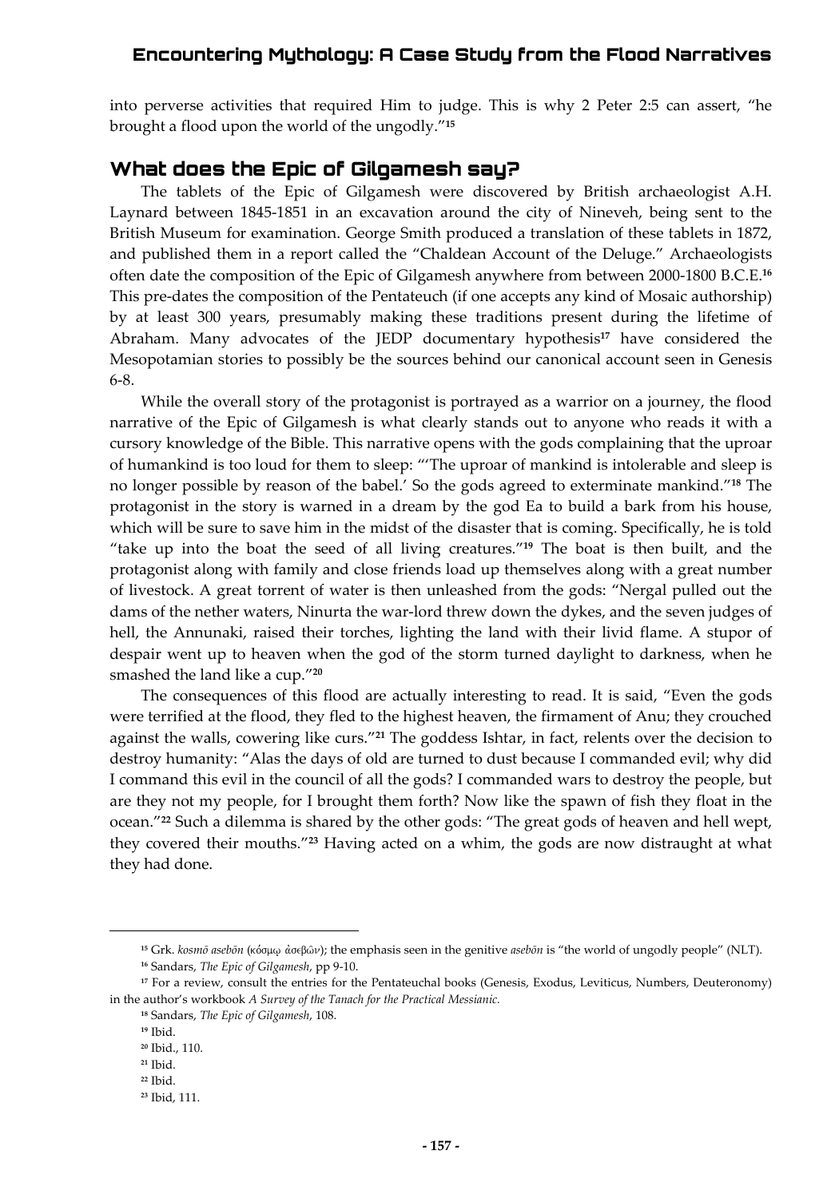into perverse activities that required Him to judge. This is why 2 Peter 2:5 can assert, "he brought a flood upon the world of the ungodly."[15]

## What does the Epic of Gilgamesh say?

The tablets of the Epic of Gilgamesh were discovered by British archaeologist A.H. Laynard between 1845-1851 in an excavation around the city of Nineveh, being sent to the British Museum for examination. George Smith produced a translation of these tablets in 1872, and published them in a report called the "Chaldean Account of the Deluge." Archaeologists often date the composition of the Epic of Gilgamesh anywhere from between 2000-1800 B.C.E.[16] This pre-dates the composition of the Pentateuch (if one accepts any kind of Mosaic authorship) by at least 300 years, presumably making these traditions present during the lifetime of Abraham. Many advocates of the JEDP documentary hypothesis[17] have considered the Mesopotamian stories to possibly be the sources behind our canonical account seen in Genesis 6-8.

While the overall story of the protagonist is portrayed as a warrior on a journey, the flood narrative of the Epic of Gilgamesh is what clearly stands out to anyone who reads it with a cursory knowledge of the Bible. This narrative opens with the gods complaining that the uproar of humankind is too loud for them to sleep: "'The uproar of mankind is intolerable and sleep is no longer possible by reason of the babel.' So the gods agreed to exterminate mankind."[18] The protagonist in the story is warned in a dream by the god Ea to build a bark from his house, which will be sure to save him in the midst of the disaster that is coming. Specifically, he is told "take up into the boat the seed of all living creatures."[19] The boat is then built, and the protagonist along with family and close friends load up themselves along with a great number of livestock. A great torrent of water is then unleashed from the gods: "Nergal pulled out the dams of the nether waters, Ninurta the war-lord threw down the dykes, and the seven judges of hell, the Annunaki, raised their torches, lighting the land with their livid flame. A stupor of despair went up to heaven when the god of the storm turned daylight to darkness, when he smashed the land like a cup."[20]

The consequences of this flood are actually interesting to read. It is said, "Even the gods were terrified at the flood, they fled to the highest heaven, the firmament of Anu; they crouched against the walls, cowering like curs."[21] The goddess Ishtar, in fact, relents over the decision to destroy humanity: "Alas the days of old are turned to dust because I commanded evil; why did I command this evil in the council of all the gods? I commanded wars to destroy the people, but are they not my people, for I brought them forth? Now like the spawn of fish they float in the ocean."[22] Such a dilemma is shared by the other gods: "The great gods of heaven and hell wept, they covered their mouths."[23] Having acted on a whim, the gods are now distraught at what they had done.

---

[15] Grk. *kosmō asebōn* (κόσμῳ ἀσεβῶν); the emphasis seen in the genitive *asebōn* is "the world of ungodly people" (NLT).

[16] Sandars, *The Epic of Gilgamesh*, pp 9-10.

[17] For a review, consult the entries for the Pentateuchal books (Genesis, Exodus, Leviticus, Numbers, Deuteronomy) in the author's workbook *A Survey of the Tanach for the Practical Messianic.*

[18] Sandars, *The Epic of Gilgamesh*, 108.

[19] Ibid.

[20] Ibid., 110.

[21] Ibid.

[22] Ibid.

[23] Ibid, 111.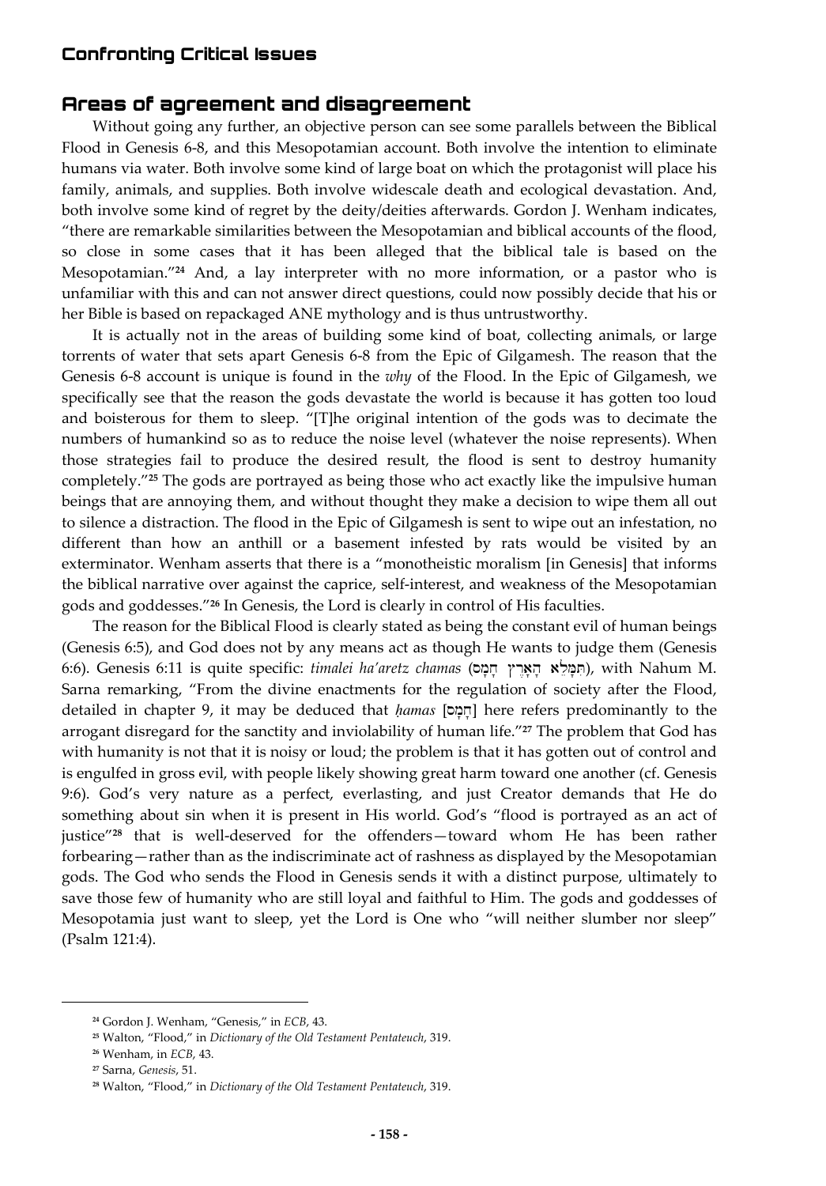## Areas of agreement and disagreement

Without going any further, an objective person can see some parallels between the Biblical Flood in Genesis 6-8, and this Mesopotamian account. Both involve the intention to eliminate humans via water. Both involve some kind of large boat on which the protagonist will place his family, animals, and supplies. Both involve widescale death and ecological devastation. And, both involve some kind of regret by the deity/deities afterwards. Gordon J. Wenham indicates, "there are remarkable similarities between the Mesopotamian and biblical accounts of the flood, so close in some cases that it has been alleged that the biblical tale is based on the Mesopotamian."[24] And, a lay interpreter with no more information, or a pastor who is unfamiliar with this and can not answer direct questions, could now possibly decide that his or her Bible is based on repackaged ANE mythology and is thus untrustworthy.

It is actually not in the areas of building some kind of boat, collecting animals, or large torrents of water that sets apart Genesis 6-8 from the Epic of Gilgamesh. The reason that the Genesis 6-8 account is unique is found in the *why* of the Flood. In the Epic of Gilgamesh, we specifically see that the reason the gods devastate the world is because it has gotten too loud and boisterous for them to sleep. "[T]he original intention of the gods was to decimate the numbers of humankind so as to reduce the noise level (whatever the noise represents). When those strategies fail to produce the desired result, the flood is sent to destroy humanity completely."[25] The gods are portrayed as being those who act exactly like the impulsive human beings that are annoying them, and without thought they make a decision to wipe them all out to silence a distraction. The flood in the Epic of Gilgamesh is sent to wipe out an infestation, no different than how an anthill or a basement infested by rats would be visited by an exterminator. Wenham asserts that there is a "monotheistic moralism [in Genesis] that informs the biblical narrative over against the caprice, self-interest, and weakness of the Mesopotamian gods and goddesses."[26] In Genesis, the Lord is clearly in control of His faculties.

The reason for the Biblical Flood is clearly stated as being the constant evil of human beings (Genesis 6:5), and God does not by any means act as though He wants to judge them (Genesis 6:6). Genesis 6:11 is quite specific: *timalei ha'aretz chamas* (תִּמָּלֵא הָאָרֶץ חָמָס), with Nahum M. Sarna remarking, "From the divine enactments for the regulation of society after the Flood, detailed in chapter 9, it may be deduced that *ḥamas* [חָמָס] here refers predominantly to the arrogant disregard for the sanctity and inviolability of human life."[27] The problem that God has with humanity is not that it is noisy or loud; the problem is that it has gotten out of control and is engulfed in gross evil, with people likely showing great harm toward one another (cf. Genesis 9:6). God's very nature as a perfect, everlasting, and just Creator demands that He do something about sin when it is present in His world. God's "flood is portrayed as an act of justice"[28] that is well-deserved for the offenders—toward whom He has been rather forbearing—rather than as the indiscriminate act of rashness as displayed by the Mesopotamian gods. The God who sends the Flood in Genesis sends it with a distinct purpose, ultimately to save those few of humanity who are still loyal and faithful to Him. The gods and goddesses of Mesopotamia just want to sleep, yet the Lord is One who "will neither slumber nor sleep" (Psalm 121:4).

---

[24] Gordon J. Wenham, "Genesis," in *ECB*, 43.

[25] Walton, "Flood," in *Dictionary of the Old Testament Pentateuch*, 319.

[26] Wenham, in *ECB*, 43.

[27] Sarna, *Genesis*, 51.

[28] Walton, "Flood," in *Dictionary of the Old Testament Pentateuch*, 319.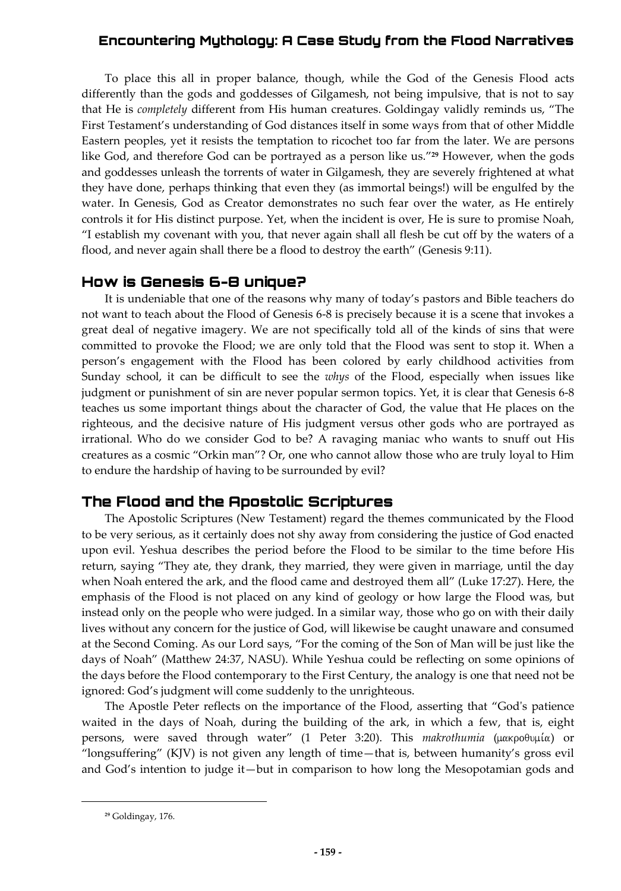To place this all in proper balance, though, while the God of the Genesis Flood acts differently than the gods and goddesses of Gilgamesh, not being impulsive, that is not to say that He is *completely* different from His human creatures. Goldingay validly reminds us, "The First Testament's understanding of God distances itself in some ways from that of other Middle Eastern peoples, yet it resists the temptation to ricochet too far from the later. We are persons like God, and therefore God can be portrayed as a person like us."[29] However, when the gods and goddesses unleash the torrents of water in Gilgamesh, they are severely frightened at what they have done, perhaps thinking that even they (as immortal beings!) will be engulfed by the water. In Genesis, God as Creator demonstrates no such fear over the water, as He entirely controls it for His distinct purpose. Yet, when the incident is over, He is sure to promise Noah, "I establish my covenant with you, that never again shall all flesh be cut off by the waters of a flood, and never again shall there be a flood to destroy the earth" (Genesis 9:11).

## How is Genesis 6-8 unique?

It is undeniable that one of the reasons why many of today's pastors and Bible teachers do not want to teach about the Flood of Genesis 6-8 is precisely because it is a scene that invokes a great deal of negative imagery. We are not specifically told all of the kinds of sins that were committed to provoke the Flood; we are only told that the Flood was sent to stop it. When a person's engagement with the Flood has been colored by early childhood activities from Sunday school, it can be difficult to see the *whys* of the Flood, especially when issues like judgment or punishment of sin are never popular sermon topics. Yet, it is clear that Genesis 6-8 teaches us some important things about the character of God, the value that He places on the righteous, and the decisive nature of His judgment versus other gods who are portrayed as irrational. Who do we consider God to be? A ravaging maniac who wants to snuff out His creatures as a cosmic "Orkin man"? Or, one who cannot allow those who are truly loyal to Him to endure the hardship of having to be surrounded by evil?

## The Flood and the Apostolic Scriptures

The Apostolic Scriptures (New Testament) regard the themes communicated by the Flood to be very serious, as it certainly does not shy away from considering the justice of God enacted upon evil. Yeshua describes the period before the Flood to be similar to the time before His return, saying "They ate, they drank, they married, they were given in marriage, until the day when Noah entered the ark, and the flood came and destroyed them all" (Luke 17:27). Here, the emphasis of the Flood is not placed on any kind of geology or how large the Flood was, but instead only on the people who were judged. In a similar way, those who go on with their daily lives without any concern for the justice of God, will likewise be caught unaware and consumed at the Second Coming. As our Lord says, "For the coming of the Son of Man will be just like the days of Noah" (Matthew 24:37, NASU). While Yeshua could be reflecting on some opinions of the days before the Flood contemporary to the First Century, the analogy is one that need not be ignored: God's judgment will come suddenly to the unrighteous.

The Apostle Peter reflects on the importance of the Flood, asserting that "God's patience waited in the days of Noah, during the building of the ark, in which a few, that is, eight persons, were saved through water" (1 Peter 3:20). This *makrothumia* (μακροθυμία) or "longsuffering" (KJV) is not given any length of time—that is, between humanity's gross evil and God's intention to judge it—but in comparison to how long the Mesopotamian gods and

---

[29] Goldingay, 176.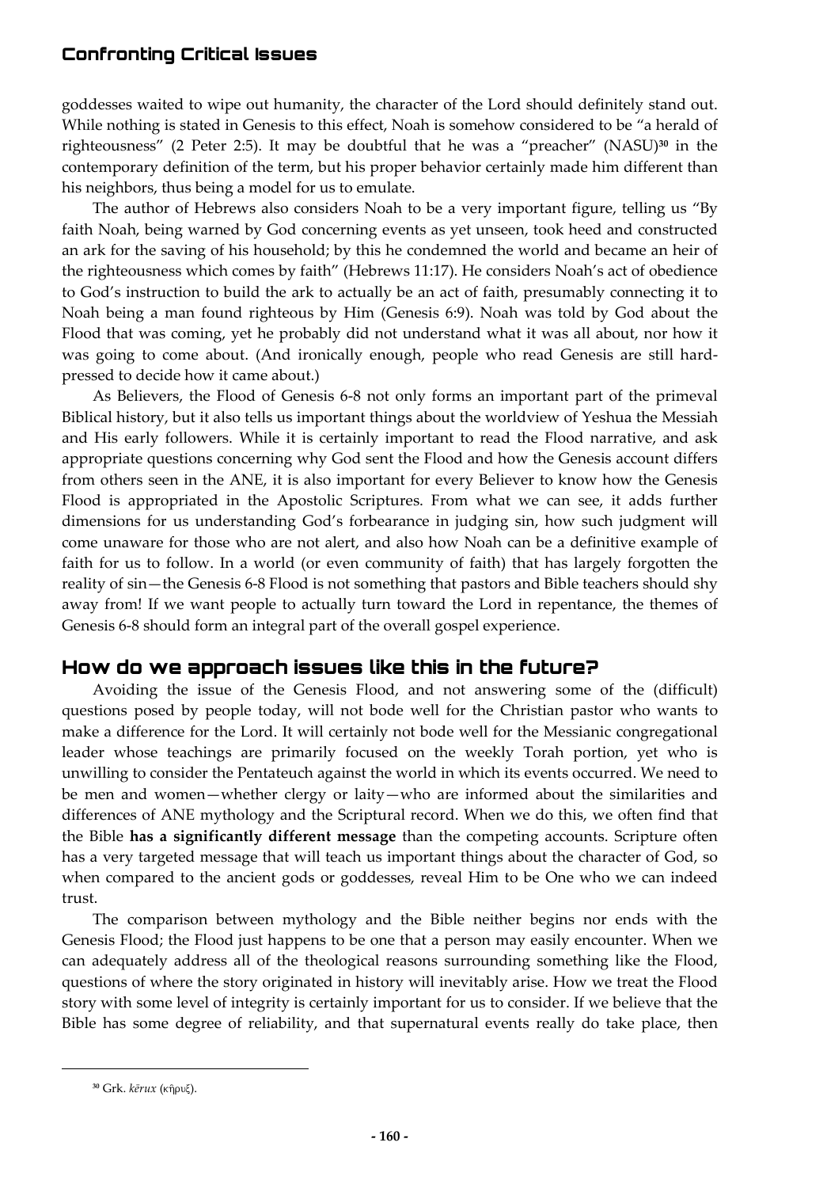goddesses waited to wipe out humanity, the character of the Lord should definitely stand out. While nothing is stated in Genesis to this effect, Noah is somehow considered to be "a herald of righteousness" (2 Peter 2:5). It may be doubtful that he was a "preacher" (NASU)[30] in the contemporary definition of the term, but his proper behavior certainly made him different than his neighbors, thus being a model for us to emulate.

The author of Hebrews also considers Noah to be a very important figure, telling us "By faith Noah, being warned by God concerning events as yet unseen, took heed and constructed an ark for the saving of his household; by this he condemned the world and became an heir of the righteousness which comes by faith" (Hebrews 11:17). He considers Noah's act of obedience to God's instruction to build the ark to actually be an act of faith, presumably connecting it to Noah being a man found righteous by Him (Genesis 6:9). Noah was told by God about the Flood that was coming, yet he probably did not understand what it was all about, nor how it was going to come about. (And ironically enough, people who read Genesis are still hard-pressed to decide how it came about.)

As Believers, the Flood of Genesis 6-8 not only forms an important part of the primeval Biblical history, but it also tells us important things about the worldview of Yeshua the Messiah and His early followers. While it is certainly important to read the Flood narrative, and ask appropriate questions concerning why God sent the Flood and how the Genesis account differs from others seen in the ANE, it is also important for every Believer to know how the Genesis Flood is appropriated in the Apostolic Scriptures. From what we can see, it adds further dimensions for us understanding God's forbearance in judging sin, how such judgment will come unaware for those who are not alert, and also how Noah can be a definitive example of faith for us to follow. In a world (or even community of faith) that has largely forgotten the reality of sin—the Genesis 6-8 Flood is not something that pastors and Bible teachers should shy away from! If we want people to actually turn toward the Lord in repentance, the themes of Genesis 6-8 should form an integral part of the overall gospel experience.

## How do we approach issues like this in the future?

Avoiding the issue of the Genesis Flood, and not answering some of the (difficult) questions posed by people today, will not bode well for the Christian pastor who wants to make a difference for the Lord. It will certainly not bode well for the Messianic congregational leader whose teachings are primarily focused on the weekly Torah portion, yet who is unwilling to consider the Pentateuch against the world in which its events occurred. We need to be men and women—whether clergy or laity—who are informed about the similarities and differences of ANE mythology and the Scriptural record. When we do this, we often find that the Bible **has a significantly different message** than the competing accounts. Scripture often has a very targeted message that will teach us important things about the character of God, so when compared to the ancient gods or goddesses, reveal Him to be One who we can indeed trust.

The comparison between mythology and the Bible neither begins nor ends with the Genesis Flood; the Flood just happens to be one that a person may easily encounter. When we can adequately address all of the theological reasons surrounding something like the Flood, questions of where the story originated in history will inevitably arise. How we treat the Flood story with some level of integrity is certainly important for us to consider. If we believe that the Bible has some degree of reliability, and that supernatural events really do take place, then

---

[30] Grk. *kērux* (κῆρυξ).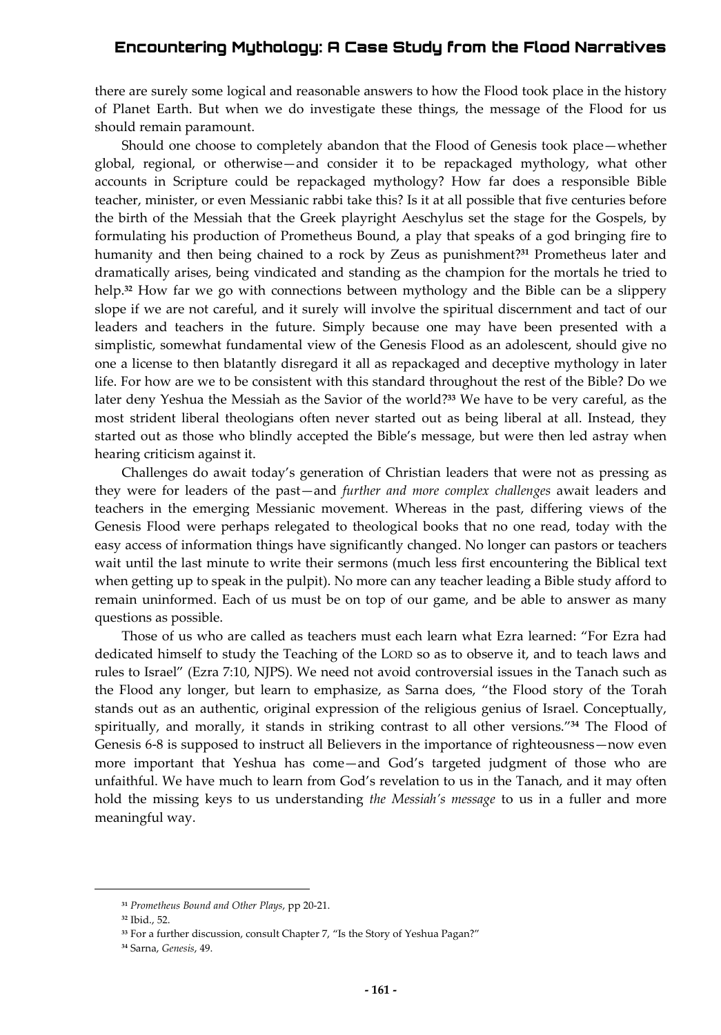there are surely some logical and reasonable answers to how the Flood took place in the history of Planet Earth. But when we do investigate these things, the message of the Flood for us should remain paramount.

Should one choose to completely abandon that the Flood of Genesis took place—whether global, regional, or otherwise—and consider it to be repackaged mythology, what other accounts in Scripture could be repackaged mythology? How far does a responsible Bible teacher, minister, or even Messianic rabbi take this? Is it at all possible that five centuries before the birth of the Messiah that the Greek playright Aeschylus set the stage for the Gospels, by formulating his production of Prometheus Bound, a play that speaks of a god bringing fire to humanity and then being chained to a rock by Zeus as punishment?[31] Prometheus later and dramatically arises, being vindicated and standing as the champion for the mortals he tried to help.[32] How far we go with connections between mythology and the Bible can be a slippery slope if we are not careful, and it surely will involve the spiritual discernment and tact of our leaders and teachers in the future. Simply because one may have been presented with a simplistic, somewhat fundamental view of the Genesis Flood as an adolescent, should give no one a license to then blatantly disregard it all as repackaged and deceptive mythology in later life. For how are we to be consistent with this standard throughout the rest of the Bible? Do we later deny Yeshua the Messiah as the Savior of the world?[33] We have to be very careful, as the most strident liberal theologians often never started out as being liberal at all. Instead, they started out as those who blindly accepted the Bible's message, but were then led astray when hearing criticism against it.

Challenges do await today's generation of Christian leaders that were not as pressing as they were for leaders of the past—and *further and more complex challenges* await leaders and teachers in the emerging Messianic movement. Whereas in the past, differing views of the Genesis Flood were perhaps relegated to theological books that no one read, today with the easy access of information things have significantly changed. No longer can pastors or teachers wait until the last minute to write their sermons (much less first encountering the Biblical text when getting up to speak in the pulpit). No more can any teacher leading a Bible study afford to remain uninformed. Each of us must be on top of our game, and be able to answer as many questions as possible.

Those of us who are called as teachers must each learn what Ezra learned: "For Ezra had dedicated himself to study the Teaching of the LORD so as to observe it, and to teach laws and rules to Israel" (Ezra 7:10, NJPS). We need not avoid controversial issues in the Tanach such as the Flood any longer, but learn to emphasize, as Sarna does, "the Flood story of the Torah stands out as an authentic, original expression of the religious genius of Israel. Conceptually, spiritually, and morally, it stands in striking contrast to all other versions."[34] The Flood of Genesis 6-8 is supposed to instruct all Believers in the importance of righteousness—now even more important that Yeshua has come—and God's targeted judgment of those who are unfaithful. We have much to learn from God's revelation to us in the Tanach, and it may often hold the missing keys to us understanding *the Messiah's message* to us in a fuller and more meaningful way.

---

[31] *Prometheus Bound and Other Plays*, pp 20-21.

[32] Ibid., 52.

[33] For a further discussion, consult Chapter 7, "Is the Story of Yeshua Pagan?"

[34] Sarna, *Genesis*, 49.